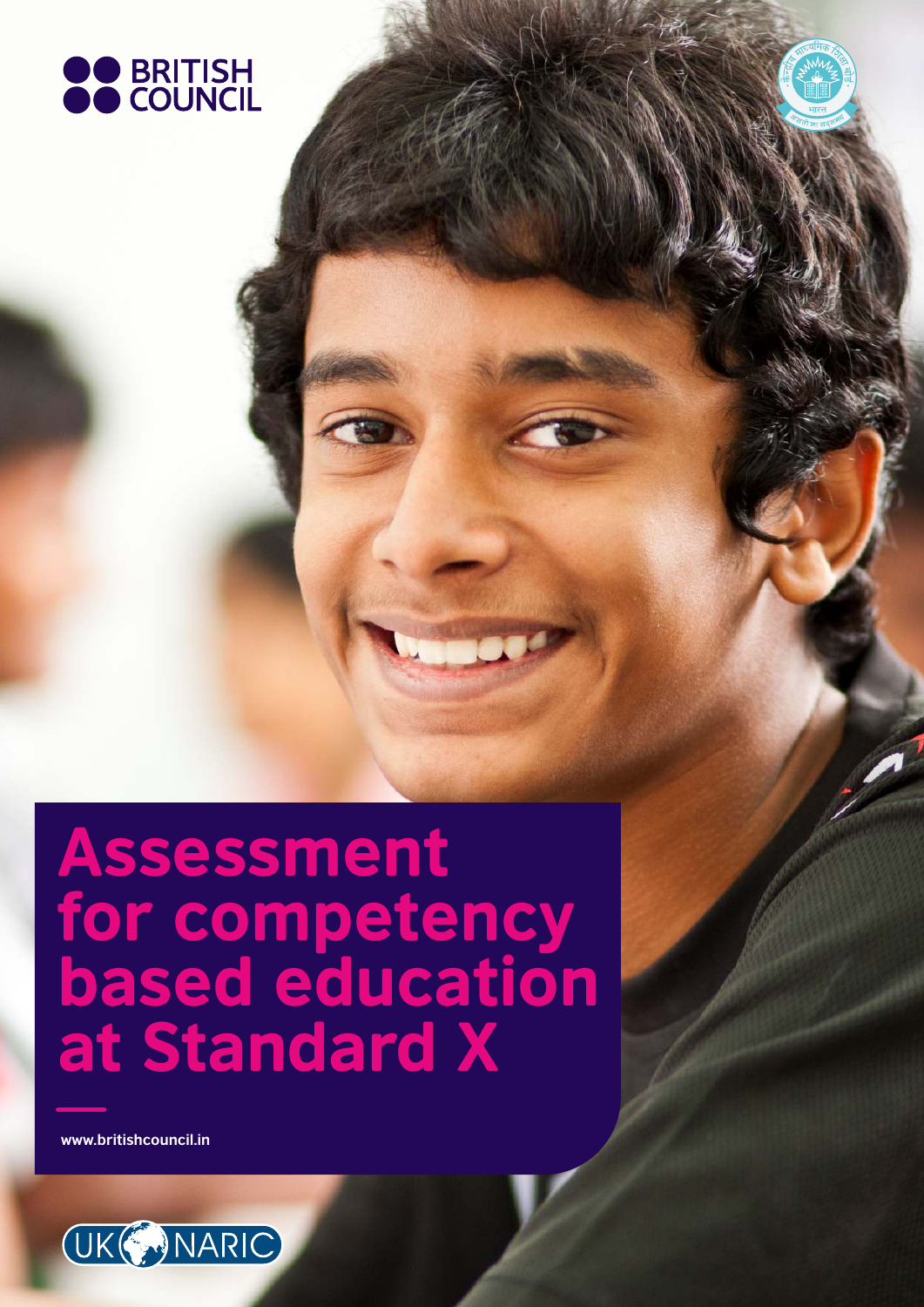BRITISH COUNCIL

# Assessment for competency based education at Standard X

www.britishcouncil.in

UK NARIC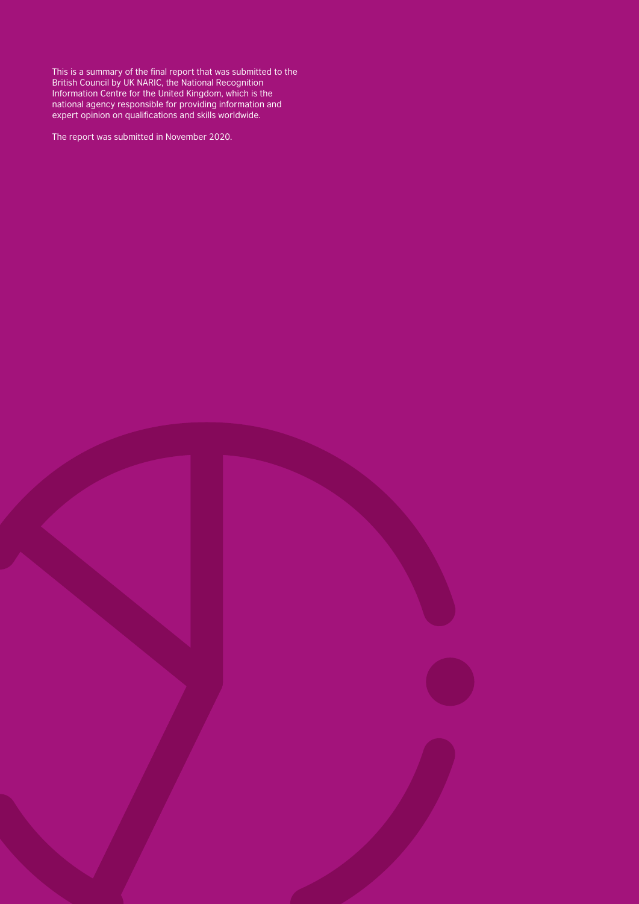This is a summary of the final report that was submitted to the British Council by UK NARIC, the National Recognition Information Centre for the United Kingdom, which is the national agency responsible for providing information and expert opinion on qualifications and skills worldwide.

The report was submitted in November 2020.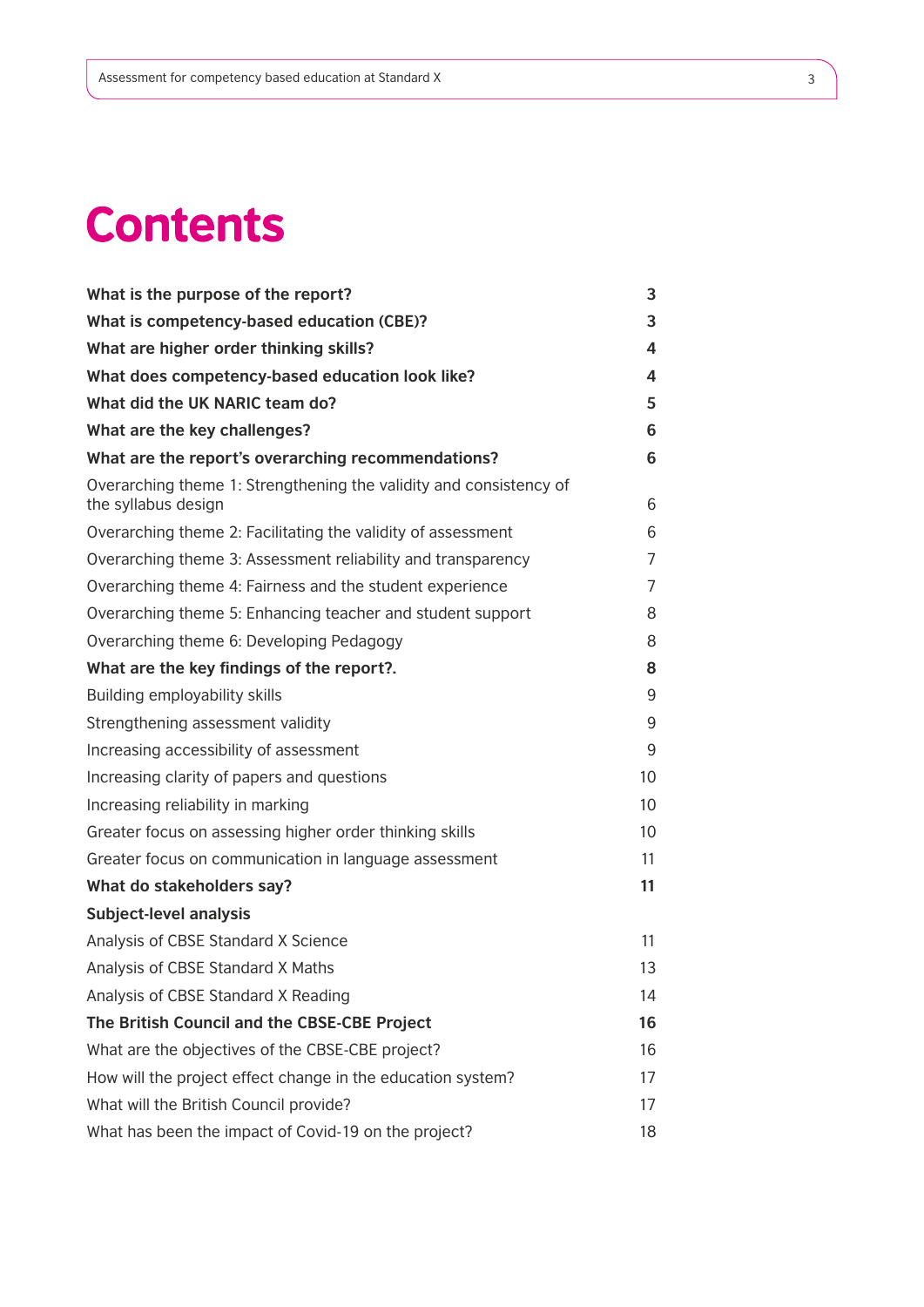# Contents

| | |
|---|---|
| **What is the purpose of the report?** | **3** |
| **What is competency-based education (CBE)?** | **3** |
| **What are higher order thinking skills?** | **4** |
| **What does competency-based education look like?** | **4** |
| **What did the UK NARIC team do?** | **5** |
| **What are the key challenges?** | **6** |
| **What are the report's overarching recommendations?** | **6** |
| Overarching theme 1: Strengthening the validity and consistency of the syllabus design | 6 |
| Overarching theme 2: Facilitating the validity of assessment | 6 |
| Overarching theme 3: Assessment reliability and transparency | 7 |
| Overarching theme 4: Fairness and the student experience | 7 |
| Overarching theme 5: Enhancing teacher and student support | 8 |
| Overarching theme 6: Developing Pedagogy | 8 |
| **What are the key findings of the report?.** | **8** |
| Building employability skills | 9 |
| Strengthening assessment validity | 9 |
| Increasing accessibility of assessment | 9 |
| Increasing clarity of papers and questions | 10 |
| Increasing reliability in marking | 10 |
| Greater focus on assessing higher order thinking skills | 10 |
| Greater focus on communication in language assessment | 11 |
| **What do stakeholders say?** | **11** |
| **Subject-level analysis** | |
| Analysis of CBSE Standard X Science | 11 |
| Analysis of CBSE Standard X Maths | 13 |
| Analysis of CBSE Standard X Reading | 14 |
| **The British Council and the CBSE-CBE Project** | **16** |
| What are the objectives of the CBSE-CBE project? | 16 |
| How will the project effect change in the education system? | 17 |
| What will the British Council provide? | 17 |
| What has been the impact of Covid-19 on the project? | 18 |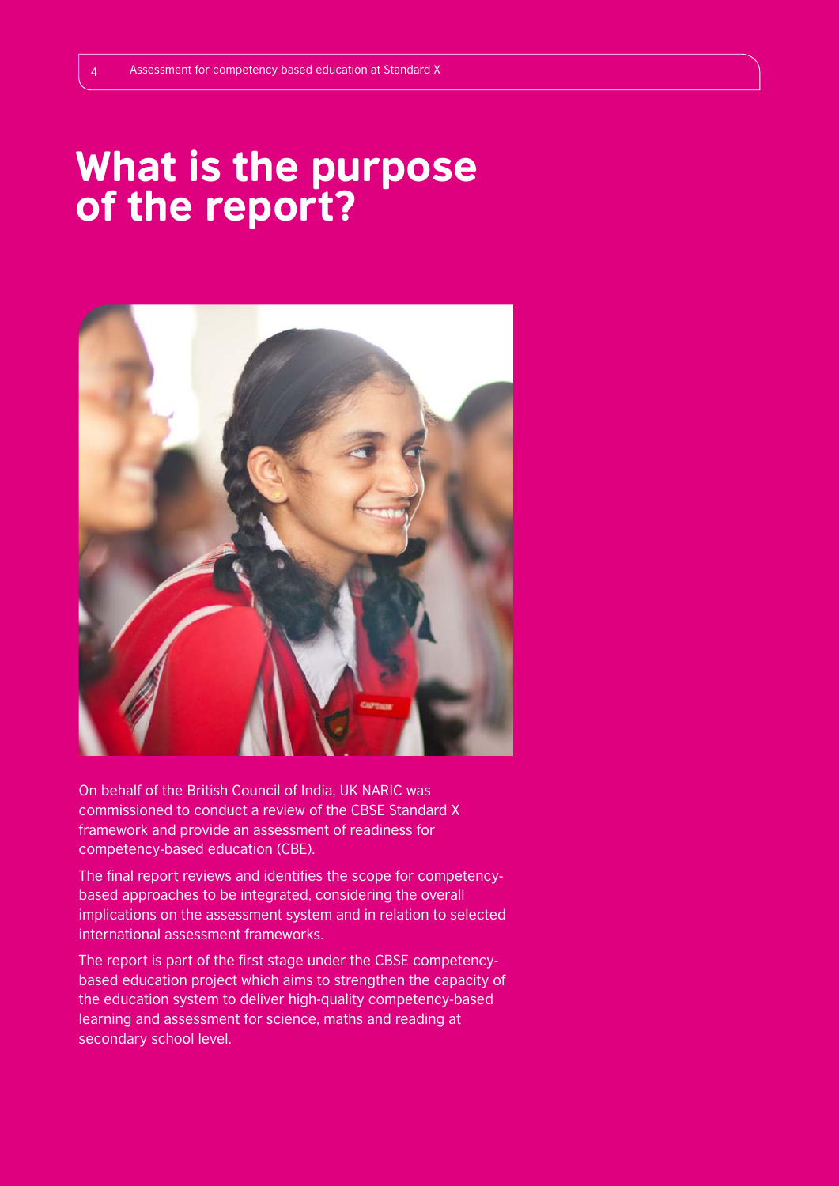# What is the purpose of the report?

On behalf of the British Council of India, UK NARIC was commissioned to conduct a review of the CBSE Standard X framework and provide an assessment of readiness for competency-based education (CBE).

The final report reviews and identifies the scope for competency-based approaches to be integrated, considering the overall implications on the assessment system and in relation to selected international assessment frameworks.

The report is part of the first stage under the CBSE competency-based education project which aims to strengthen the capacity of the education system to deliver high-quality competency-based learning and assessment for science, maths and reading at secondary school level.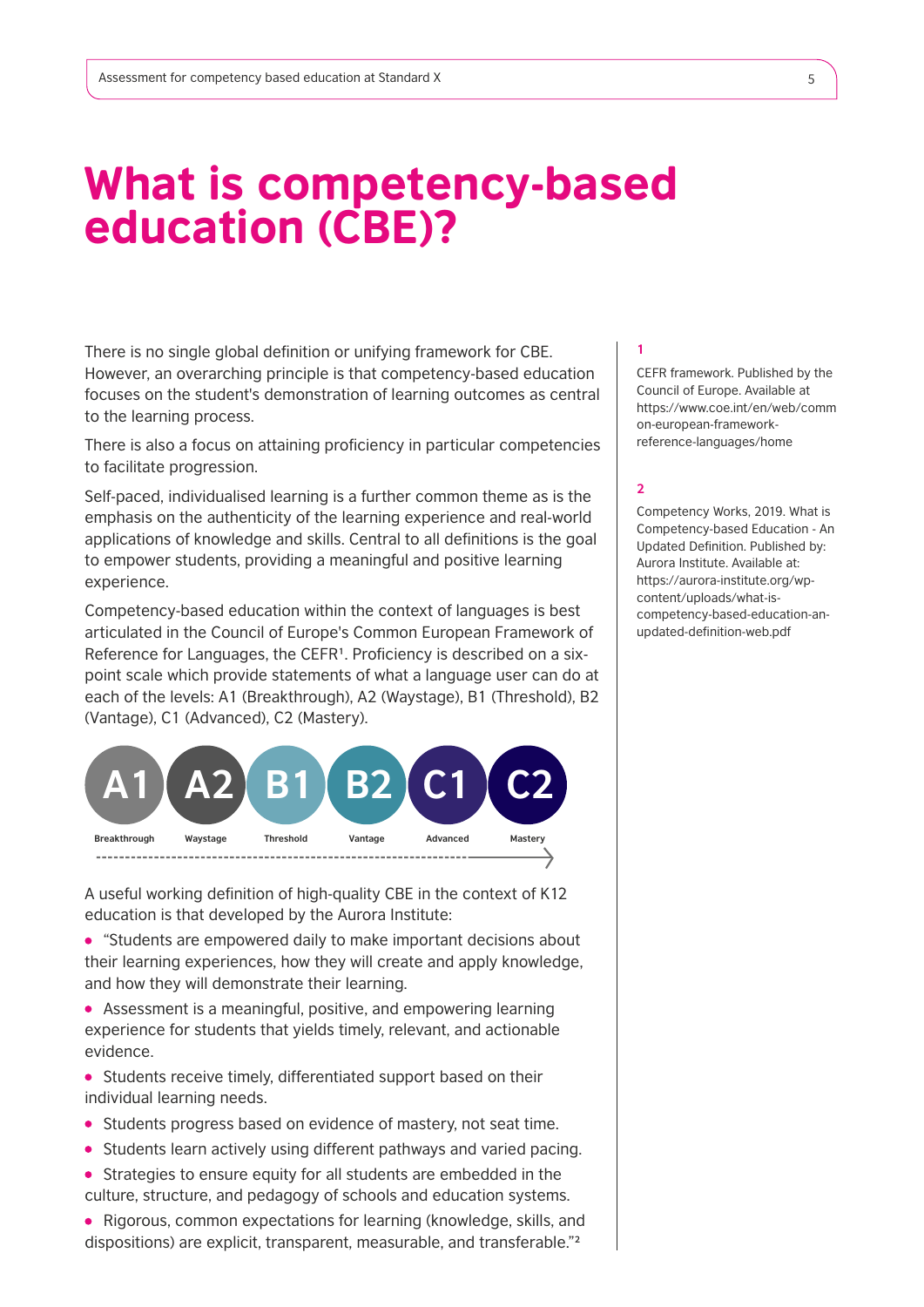# What is competency-based education (CBE)?

There is no single global definition or unifying framework for CBE. However, an overarching principle is that competency-based education focuses on the student's demonstration of learning outcomes as central to the learning process.

There is also a focus on attaining proficiency in particular competencies to facilitate progression.

Self-paced, individualised learning is a further common theme as is the emphasis on the authenticity of the learning experience and real-world applications of knowledge and skills. Central to all definitions is the goal to empower students, providing a meaningful and positive learning experience.

Competency-based education within the context of languages is best articulated in the Council of Europe's Common European Framework of Reference for Languages, the CEFR[1]. Proficiency is described on a six-point scale which provide statements of what a language user can do at each of the levels: A1 (Breakthrough), A2 (Waystage), B1 (Threshold), B2 (Vantage), C1 (Advanced), C2 (Mastery).

| A1 | A2 | B1 | B2 | C1 | C2 |
|---|---|---|---|---|---|
| Breakthrough | Waystage | Threshold | Vantage | Advanced | Mastery |

A useful working definition of high-quality CBE in the context of K12 education is that developed by the Aurora Institute:

- "Students are empowered daily to make important decisions about their learning experiences, how they will create and apply knowledge, and how they will demonstrate their learning.
- Assessment is a meaningful, positive, and empowering learning experience for students that yields timely, relevant, and actionable evidence.
- Students receive timely, differentiated support based on their individual learning needs.
- Students progress based on evidence of mastery, not seat time.
- Students learn actively using different pathways and varied pacing.
- Strategies to ensure equity for all students are embedded in the culture, structure, and pedagogy of schools and education systems.
- Rigorous, common expectations for learning (knowledge, skills, and dispositions) are explicit, transparent, measurable, and transferable."[2]

---

1 CEFR framework. Published by the Council of Europe. Available at https://www.coe.int/en/web/common-european-framework-reference-languages/home

2 Competency Works, 2019. What is Competency-based Education - An Updated Definition. Published by: Aurora Institute. Available at: https://aurora-institute.org/wp-content/uploads/what-is-competency-based-education-an-updated-definition-web.pdf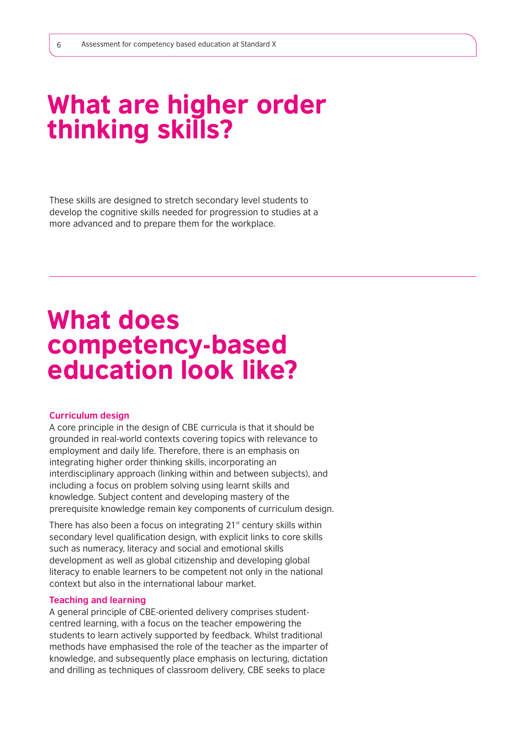# What are higher order thinking skills?

These skills are designed to stretch secondary level students to develop the cognitive skills needed for progression to studies at a more advanced and to prepare them for the workplace.

---

# What does competency-based education look like?

### Curriculum design

A core principle in the design of CBE curricula is that it should be grounded in real-world contexts covering topics with relevance to employment and daily life. Therefore, there is an emphasis on integrating higher order thinking skills, incorporating an interdisciplinary approach (linking within and between subjects), and including a focus on problem solving using learnt skills and knowledge. Subject content and developing mastery of the prerequisite knowledge remain key components of curriculum design.

There has also been a focus on integrating 21st century skills within secondary level qualification design, with explicit links to core skills such as numeracy, literacy and social and emotional skills development as well as global citizenship and developing global literacy to enable learners to be competent not only in the national context but also in the international labour market.

### Teaching and learning

A general principle of CBE-oriented delivery comprises student-centred learning, with a focus on the teacher empowering the students to learn actively supported by feedback. Whilst traditional methods have emphasised the role of the teacher as the imparter of knowledge, and subsequently place emphasis on lecturing, dictation and drilling as techniques of classroom delivery, CBE seeks to place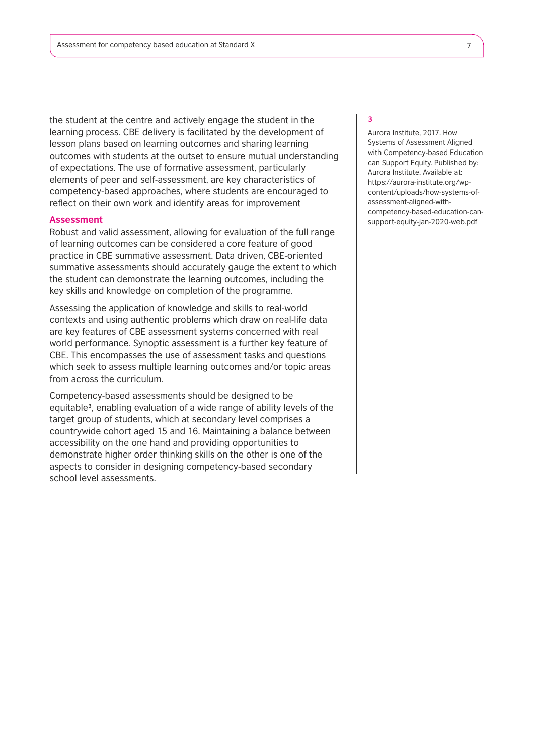the student at the centre and actively engage the student in the learning process. CBE delivery is facilitated by the development of lesson plans based on learning outcomes and sharing learning outcomes with students at the outset to ensure mutual understanding of expectations. The use of formative assessment, particularly elements of peer and self-assessment, are key characteristics of competency-based approaches, where students are encouraged to reflect on their own work and identify areas for improvement

### Assessment

Robust and valid assessment, allowing for evaluation of the full range of learning outcomes can be considered a core feature of good practice in CBE summative assessment. Data driven, CBE-oriented summative assessments should accurately gauge the extent to which the student can demonstrate the learning outcomes, including the key skills and knowledge on completion of the programme.

Assessing the application of knowledge and skills to real-world contexts and using authentic problems which draw on real-life data are key features of CBE assessment systems concerned with real world performance. Synoptic assessment is a further key feature of CBE. This encompasses the use of assessment tasks and questions which seek to assess multiple learning outcomes and/or topic areas from across the curriculum.

Competency-based assessments should be designed to be equitable[3], enabling evaluation of a wide range of ability levels of the target group of students, which at secondary level comprises a countrywide cohort aged 15 and 16. Maintaining a balance between accessibility on the one hand and providing opportunities to demonstrate higher order thinking skills on the other is one of the aspects to consider in designing competency-based secondary school level assessments.

**3**

Aurora Institute, 2017. How Systems of Assessment Aligned with Competency-based Education can Support Equity. Published by: Aurora Institute. Available at: https://aurora-institute.org/wp-content/uploads/how-systems-of-assessment-aligned-with-competency-based-education-can-support-equity-jan-2020-web.pdf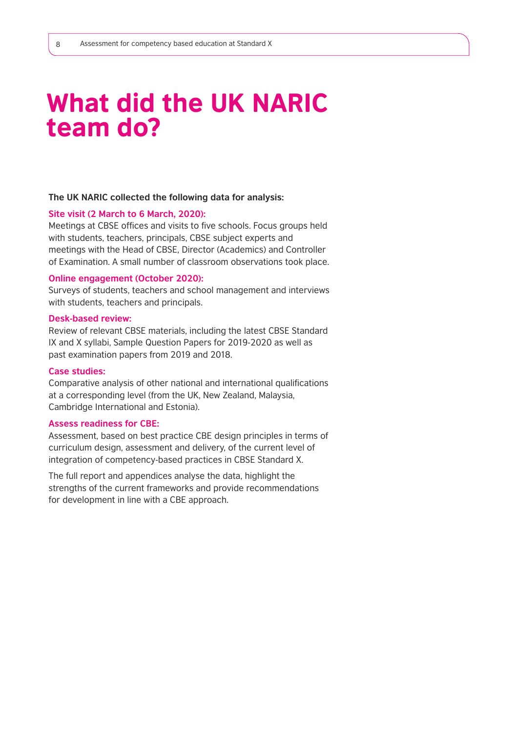# What did the UK NARIC team do?

**The UK NARIC collected the following data for analysis:**

**Site visit (2 March to 6 March, 2020):**
Meetings at CBSE offices and visits to five schools. Focus groups held with students, teachers, principals, CBSE subject experts and meetings with the Head of CBSE, Director (Academics) and Controller of Examination. A small number of classroom observations took place.

**Online engagement (October 2020):**
Surveys of students, teachers and school management and interviews with students, teachers and principals.

**Desk-based review:**
Review of relevant CBSE materials, including the latest CBSE Standard IX and X syllabi, Sample Question Papers for 2019-2020 as well as past examination papers from 2019 and 2018.

**Case studies:**
Comparative analysis of other national and international qualifications at a corresponding level (from the UK, New Zealand, Malaysia, Cambridge International and Estonia).

**Assess readiness for CBE:**
Assessment, based on best practice CBE design principles in terms of curriculum design, assessment and delivery, of the current level of integration of competency-based practices in CBSE Standard X.

The full report and appendices analyse the data, highlight the strengths of the current frameworks and provide recommendations for development in line with a CBE approach.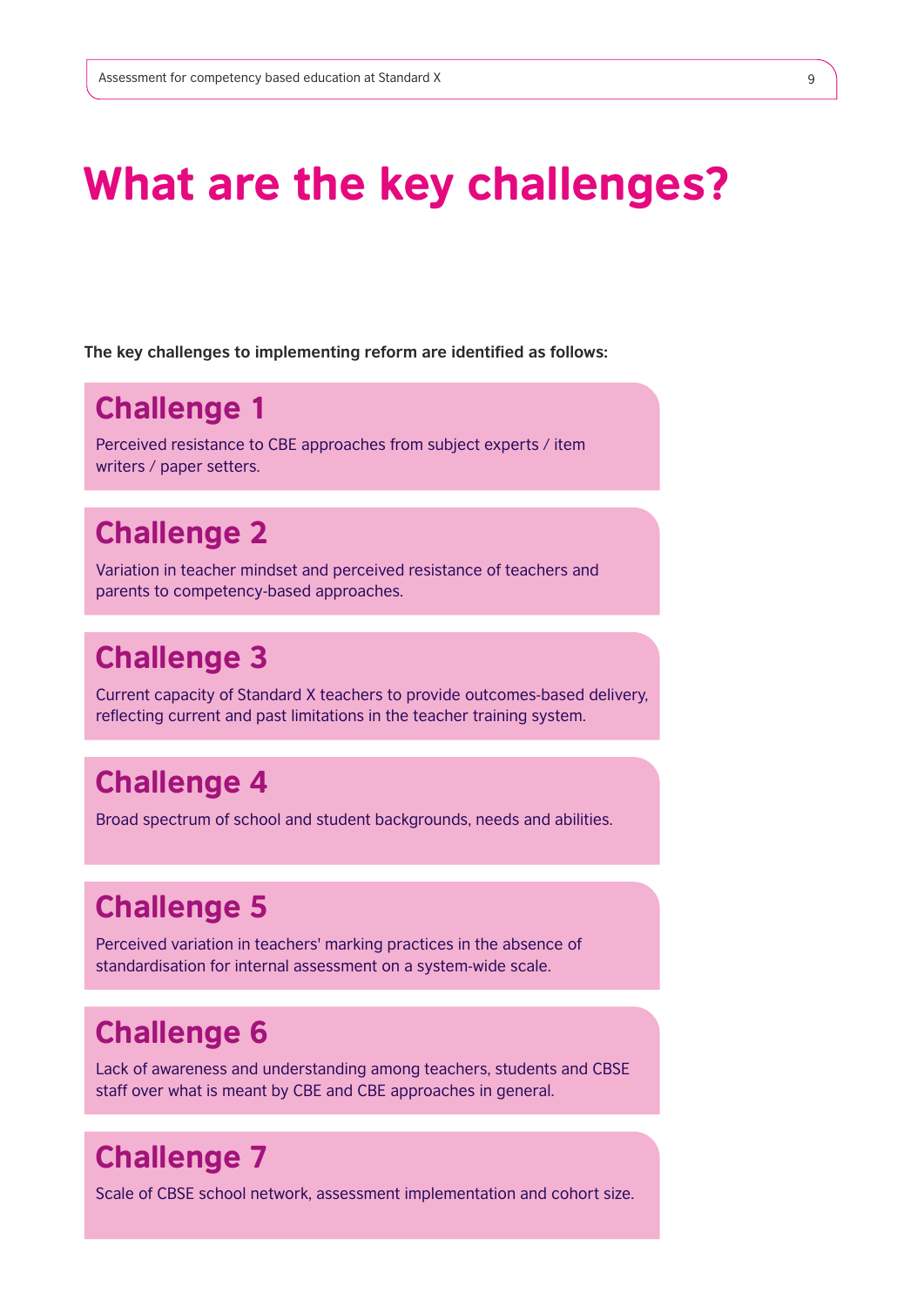# What are the key challenges?

**The key challenges to implementing reform are identified as follows:**

## Challenge 1

Perceived resistance to CBE approaches from subject experts / item writers / paper setters.

## Challenge 2

Variation in teacher mindset and perceived resistance of teachers and parents to competency-based approaches.

## Challenge 3

Current capacity of Standard X teachers to provide outcomes-based delivery, reflecting current and past limitations in the teacher training system.

## Challenge 4

Broad spectrum of school and student backgrounds, needs and abilities.

## Challenge 5

Perceived variation in teachers' marking practices in the absence of standardisation for internal assessment on a system-wide scale.

## Challenge 6

Lack of awareness and understanding among teachers, students and CBSE staff over what is meant by CBE and CBE approaches in general.

## Challenge 7

Scale of CBSE school network, assessment implementation and cohort size.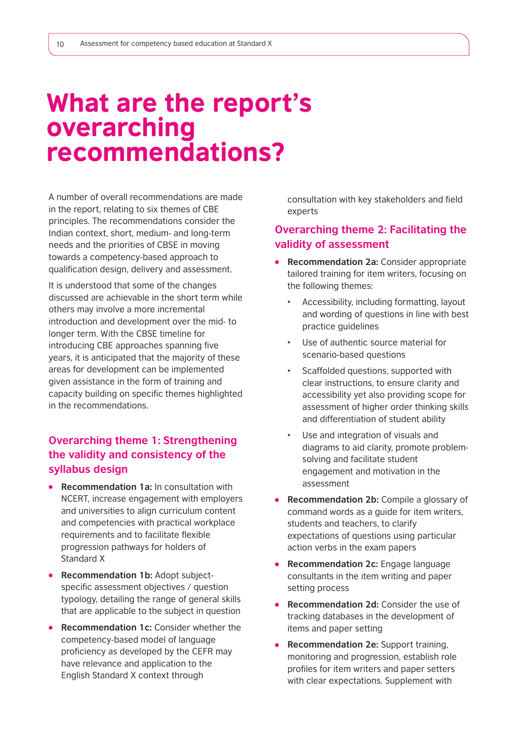# What are the report's overarching recommendations?

A number of overall recommendations are made in the report, relating to six themes of CBE principles. The recommendations consider the Indian context, short, medium- and long-term needs and the priorities of CBSE in moving towards a competency-based approach to qualification design, delivery and assessment.

It is understood that some of the changes discussed are achievable in the short term while others may involve a more incremental introduction and development over the mid- to longer term. With the CBSE timeline for introducing CBE approaches spanning five years, it is anticipated that the majority of these areas for development can be implemented given assistance in the form of training and capacity building on specific themes highlighted in the recommendations.

## Overarching theme 1: Strengthening the validity and consistency of the syllabus design

- **Recommendation 1a:** In consultation with NCERT, increase engagement with employers and universities to align curriculum content and competencies with practical workplace requirements and to facilitate flexible progression pathways for holders of Standard X
- **Recommendation 1b:** Adopt subject-specific assessment objectives / question typology, detailing the range of general skills that are applicable to the subject in question
- **Recommendation 1c:** Consider whether the competency-based model of language proficiency as developed by the CEFR may have relevance and application to the English Standard X context through consultation with key stakeholders and field experts

## Overarching theme 2: Facilitating the validity of assessment

- **Recommendation 2a:** Consider appropriate tailored training for item writers, focusing on the following themes:
  - Accessibility, including formatting, layout and wording of questions in line with best practice guidelines
  - Use of authentic source material for scenario-based questions
  - Scaffolded questions, supported with clear instructions, to ensure clarity and accessibility yet also providing scope for assessment of higher order thinking skills and differentiation of student ability
  - Use and integration of visuals and diagrams to aid clarity, promote problem-solving and facilitate student engagement and motivation in the assessment
- **Recommendation 2b:** Compile a glossary of command words as a guide for item writers, students and teachers, to clarify expectations of questions using particular action verbs in the exam papers
- **Recommendation 2c:** Engage language consultants in the item writing and paper setting process
- **Recommendation 2d:** Consider the use of tracking databases in the development of items and paper setting
- **Recommendation 2e:** Support training, monitoring and progression, establish role profiles for item writers and paper setters with clear expectations. Supplement with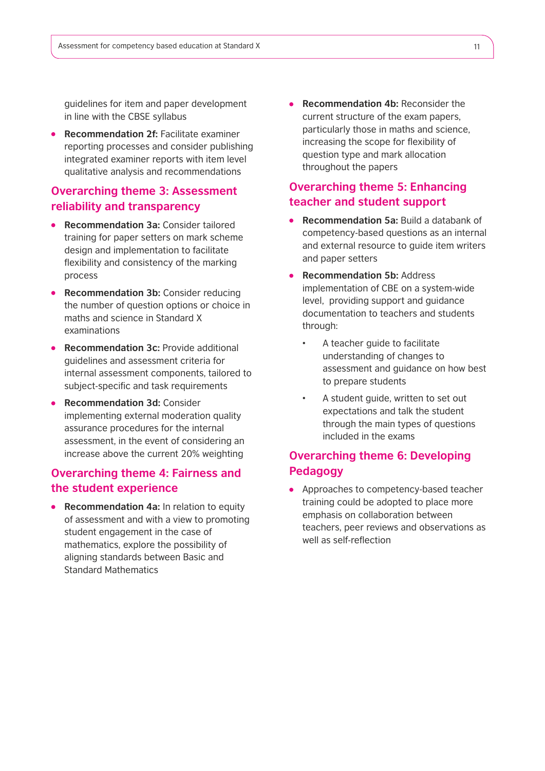guidelines for item and paper development in line with the CBSE syllabus

- **Recommendation 2f:** Facilitate examiner reporting processes and consider publishing integrated examiner reports with item level qualitative analysis and recommendations

## Overarching theme 3: Assessment reliability and transparency

- **Recommendation 3a:** Consider tailored training for paper setters on mark scheme design and implementation to facilitate flexibility and consistency of the marking process
- **Recommendation 3b:** Consider reducing the number of question options or choice in maths and science in Standard X examinations
- **Recommendation 3c:** Provide additional guidelines and assessment criteria for internal assessment components, tailored to subject-specific and task requirements
- **Recommendation 3d:** Consider implementing external moderation quality assurance procedures for the internal assessment, in the event of considering an increase above the current 20% weighting

## Overarching theme 4: Fairness and the student experience

- **Recommendation 4a:** In relation to equity of assessment and with a view to promoting student engagement in the case of mathematics, explore the possibility of aligning standards between Basic and Standard Mathematics
- **Recommendation 4b:** Reconsider the current structure of the exam papers, particularly those in maths and science, increasing the scope for flexibility of question type and mark allocation throughout the papers

## Overarching theme 5: Enhancing teacher and student support

- **Recommendation 5a:** Build a databank of competency-based questions as an internal and external resource to guide item writers and paper setters
- **Recommendation 5b:** Address implementation of CBE on a system-wide level, providing support and guidance documentation to teachers and students through:
    - A teacher guide to facilitate understanding of changes to assessment and guidance on how best to prepare students
    - A student guide, written to set out expectations and talk the student through the main types of questions included in the exams

## Overarching theme 6: Developing Pedagogy

- Approaches to competency-based teacher training could be adopted to place more emphasis on collaboration between teachers, peer reviews and observations as well as self-reflection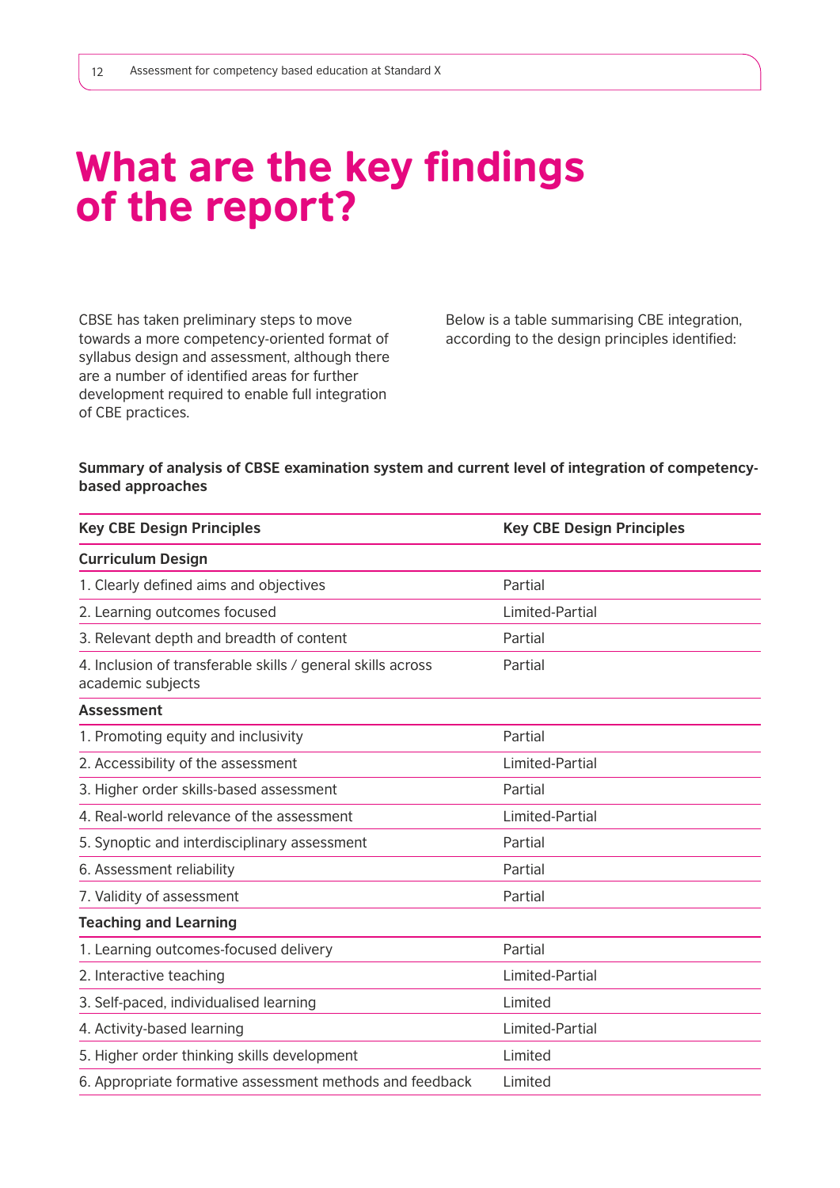# What are the key findings of the report?

CBSE has taken preliminary steps to move towards a more competency-oriented format of syllabus design and assessment, although there are a number of identified areas for further development required to enable full integration of CBE practices.

Below is a table summarising CBE integration, according to the design principles identified:

**Summary of analysis of CBSE examination system and current level of integration of competency-based approaches**

| Key CBE Design Principles | Key CBE Design Principles |
|---|---|
| **Curriculum Design** | |
| 1. Clearly defined aims and objectives | Partial |
| 2. Learning outcomes focused | Limited-Partial |
| 3. Relevant depth and breadth of content | Partial |
| 4. Inclusion of transferable skills / general skills across academic subjects | Partial |
| **Assessment** | |
| 1. Promoting equity and inclusivity | Partial |
| 2. Accessibility of the assessment | Limited-Partial |
| 3. Higher order skills-based assessment | Partial |
| 4. Real-world relevance of the assessment | Limited-Partial |
| 5. Synoptic and interdisciplinary assessment | Partial |
| 6. Assessment reliability | Partial |
| 7. Validity of assessment | Partial |
| **Teaching and Learning** | |
| 1. Learning outcomes-focused delivery | Partial |
| 2. Interactive teaching | Limited-Partial |
| 3. Self-paced, individualised learning | Limited |
| 4. Activity-based learning | Limited-Partial |
| 5. Higher order thinking skills development | Limited |
| 6. Appropriate formative assessment methods and feedback | Limited |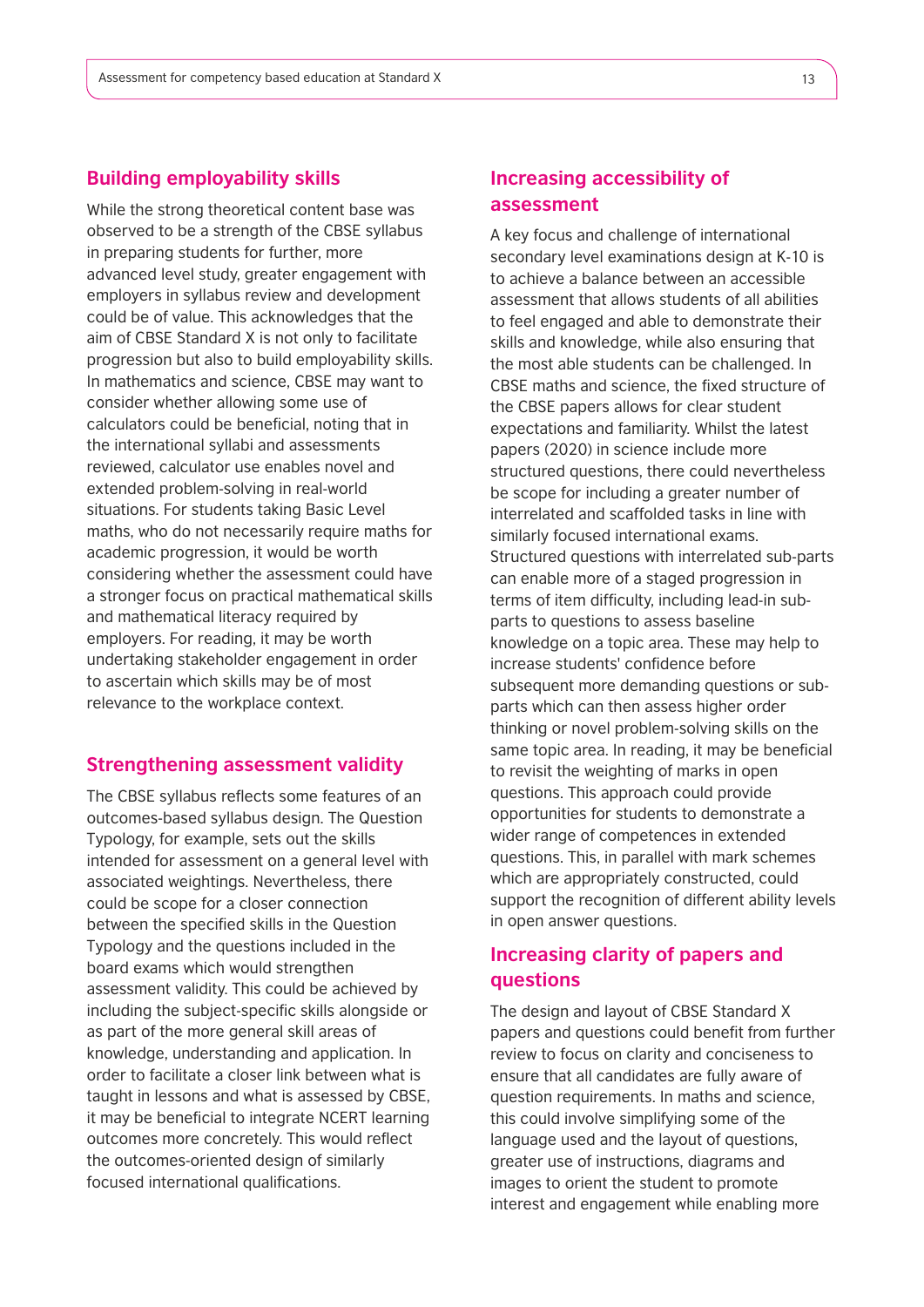## Building employability skills

While the strong theoretical content base was observed to be a strength of the CBSE syllabus in preparing students for further, more advanced level study, greater engagement with employers in syllabus review and development could be of value. This acknowledges that the aim of CBSE Standard X is not only to facilitate progression but also to build employability skills. In mathematics and science, CBSE may want to consider whether allowing some use of calculators could be beneficial, noting that in the international syllabi and assessments reviewed, calculator use enables novel and extended problem-solving in real-world situations. For students taking Basic Level maths, who do not necessarily require maths for academic progression, it would be worth considering whether the assessment could have a stronger focus on practical mathematical skills and mathematical literacy required by employers. For reading, it may be worth undertaking stakeholder engagement in order to ascertain which skills may be of most relevance to the workplace context.

## Strengthening assessment validity

The CBSE syllabus reflects some features of an outcomes-based syllabus design. The Question Typology, for example, sets out the skills intended for assessment on a general level with associated weightings. Nevertheless, there could be scope for a closer connection between the specified skills in the Question Typology and the questions included in the board exams which would strengthen assessment validity. This could be achieved by including the subject-specific skills alongside or as part of the more general skill areas of knowledge, understanding and application. In order to facilitate a closer link between what is taught in lessons and what is assessed by CBSE, it may be beneficial to integrate NCERT learning outcomes more concretely. This would reflect the outcomes-oriented design of similarly focused international qualifications.

## Increasing accessibility of assessment

A key focus and challenge of international secondary level examinations design at K-10 is to achieve a balance between an accessible assessment that allows students of all abilities to feel engaged and able to demonstrate their skills and knowledge, while also ensuring that the most able students can be challenged. In CBSE maths and science, the fixed structure of the CBSE papers allows for clear student expectations and familiarity. Whilst the latest papers (2020) in science include more structured questions, there could nevertheless be scope for including a greater number of interrelated and scaffolded tasks in line with similarly focused international exams. Structured questions with interrelated sub-parts can enable more of a staged progression in terms of item difficulty, including lead-in sub-parts to questions to assess baseline knowledge on a topic area. These may help to increase students' confidence before subsequent more demanding questions or sub-parts which can then assess higher order thinking or novel problem-solving skills on the same topic area. In reading, it may be beneficial to revisit the weighting of marks in open questions. This approach could provide opportunities for students to demonstrate a wider range of competences in extended questions. This, in parallel with mark schemes which are appropriately constructed, could support the recognition of different ability levels in open answer questions.

## Increasing clarity of papers and questions

The design and layout of CBSE Standard X papers and questions could benefit from further review to focus on clarity and conciseness to ensure that all candidates are fully aware of question requirements. In maths and science, this could involve simplifying some of the language used and the layout of questions, greater use of instructions, diagrams and images to orient the student to promote interest and engagement while enabling more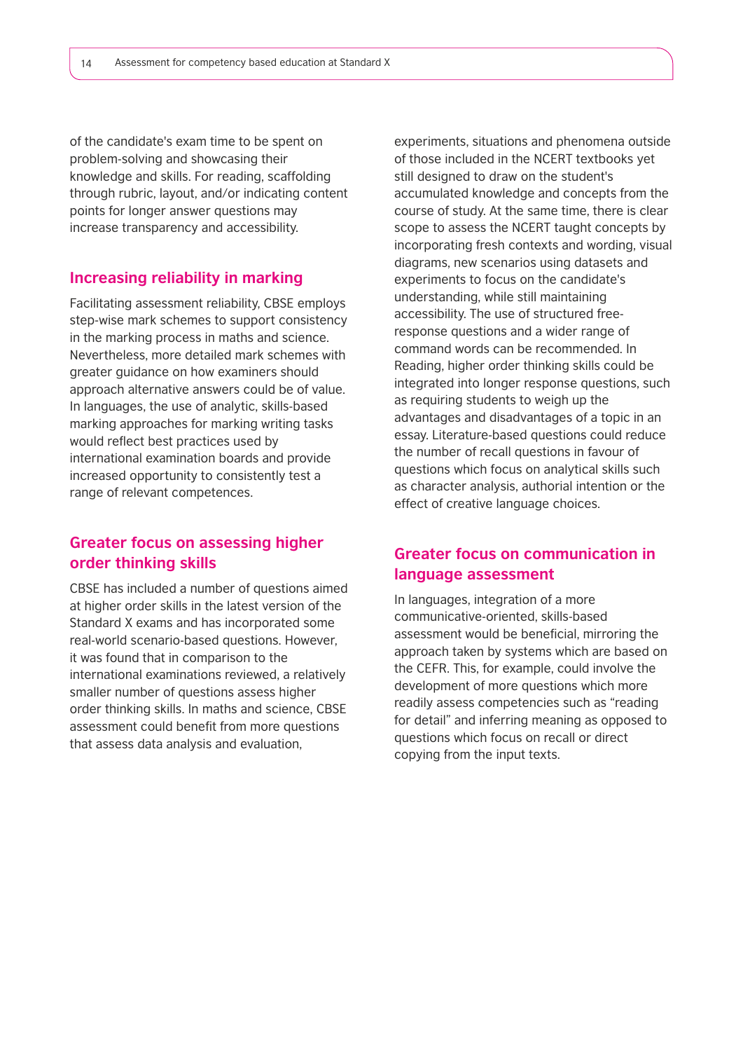of the candidate's exam time to be spent on problem-solving and showcasing their knowledge and skills. For reading, scaffolding through rubric, layout, and/or indicating content points for longer answer questions may increase transparency and accessibility.

## Increasing reliability in marking

Facilitating assessment reliability, CBSE employs step-wise mark schemes to support consistency in the marking process in maths and science. Nevertheless, more detailed mark schemes with greater guidance on how examiners should approach alternative answers could be of value. In languages, the use of analytic, skills-based marking approaches for marking writing tasks would reflect best practices used by international examination boards and provide increased opportunity to consistently test a range of relevant competences.

## Greater focus on assessing higher order thinking skills

CBSE has included a number of questions aimed at higher order skills in the latest version of the Standard X exams and has incorporated some real-world scenario-based questions. However, it was found that in comparison to the international examinations reviewed, a relatively smaller number of questions assess higher order thinking skills. In maths and science, CBSE assessment could benefit from more questions that assess data analysis and evaluation, experiments, situations and phenomena outside of those included in the NCERT textbooks yet still designed to draw on the student's accumulated knowledge and concepts from the course of study. At the same time, there is clear scope to assess the NCERT taught concepts by incorporating fresh contexts and wording, visual diagrams, new scenarios using datasets and experiments to focus on the candidate's understanding, while still maintaining accessibility. The use of structured free-response questions and a wider range of command words can be recommended. In Reading, higher order thinking skills could be integrated into longer response questions, such as requiring students to weigh up the advantages and disadvantages of a topic in an essay. Literature-based questions could reduce the number of recall questions in favour of questions which focus on analytical skills such as character analysis, authorial intention or the effect of creative language choices.

## Greater focus on communication in language assessment

In languages, integration of a more communicative-oriented, skills-based assessment would be beneficial, mirroring the approach taken by systems which are based on the CEFR. This, for example, could involve the development of more questions which more readily assess competencies such as "reading for detail" and inferring meaning as opposed to questions which focus on recall or direct copying from the input texts.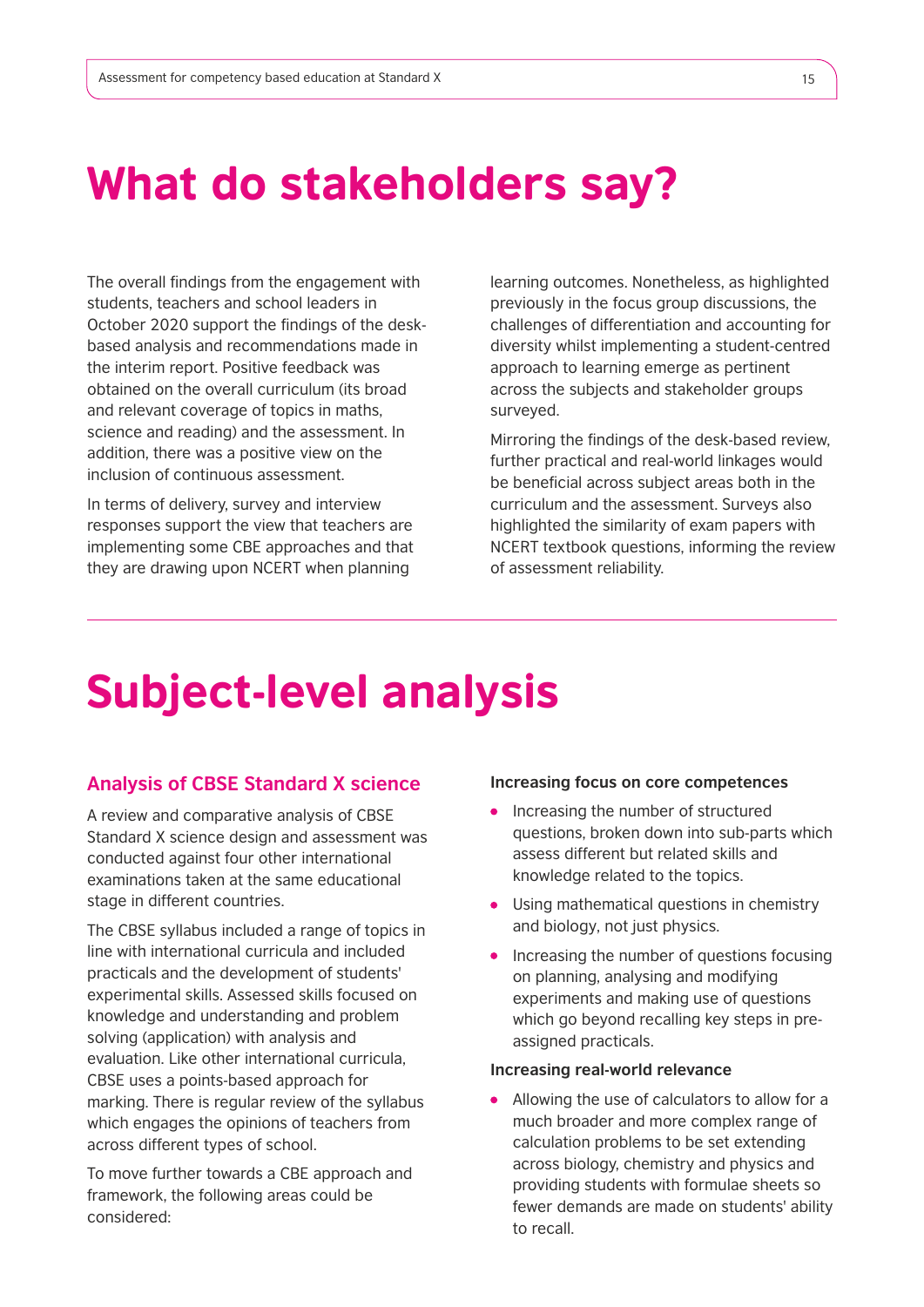# What do stakeholders say?

The overall findings from the engagement with students, teachers and school leaders in October 2020 support the findings of the desk-based analysis and recommendations made in the interim report. Positive feedback was obtained on the overall curriculum (its broad and relevant coverage of topics in maths, science and reading) and the assessment. In addition, there was a positive view on the inclusion of continuous assessment.

In terms of delivery, survey and interview responses support the view that teachers are implementing some CBE approaches and that they are drawing upon NCERT when planning learning outcomes. Nonetheless, as highlighted previously in the focus group discussions, the challenges of differentiation and accounting for diversity whilst implementing a student-centred approach to learning emerge as pertinent across the subjects and stakeholder groups surveyed.

Mirroring the findings of the desk-based review, further practical and real-world linkages would be beneficial across subject areas both in the curriculum and the assessment. Surveys also highlighted the similarity of exam papers with NCERT textbook questions, informing the review of assessment reliability.

# Subject-level analysis

## Analysis of CBSE Standard X science

A review and comparative analysis of CBSE Standard X science design and assessment was conducted against four other international examinations taken at the same educational stage in different countries.

The CBSE syllabus included a range of topics in line with international curricula and included practicals and the development of students' experimental skills. Assessed skills focused on knowledge and understanding and problem solving (application) with analysis and evaluation. Like other international curricula, CBSE uses a points-based approach for marking. There is regular review of the syllabus which engages the opinions of teachers from across different types of school.

To move further towards a CBE approach and framework, the following areas could be considered:

**Increasing focus on core competences**

- Increasing the number of structured questions, broken down into sub-parts which assess different but related skills and knowledge related to the topics.
- Using mathematical questions in chemistry and biology, not just physics.
- Increasing the number of questions focusing on planning, analysing and modifying experiments and making use of questions which go beyond recalling key steps in pre-assigned practicals.

**Increasing real-world relevance**

- Allowing the use of calculators to allow for a much broader and more complex range of calculation problems to be set extending across biology, chemistry and physics and providing students with formulae sheets so fewer demands are made on students' ability to recall.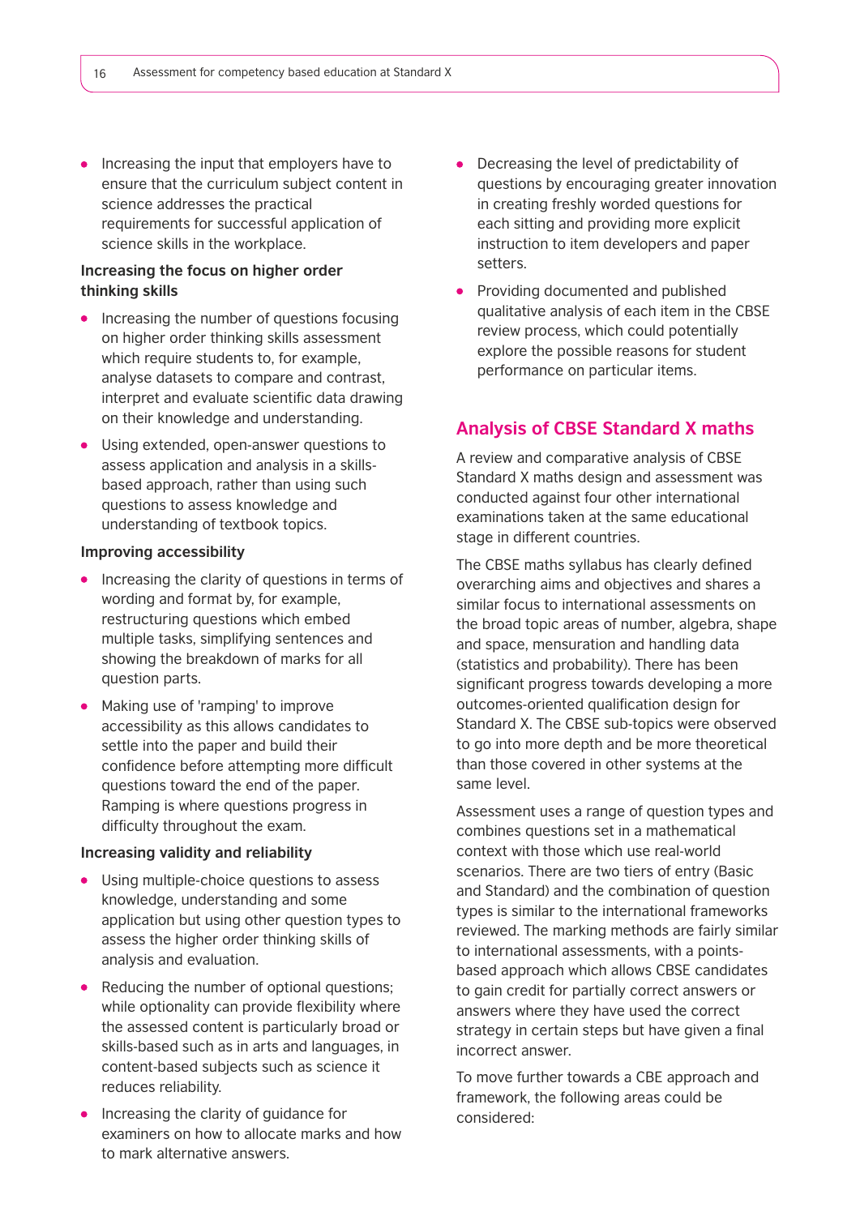- Increasing the input that employers have to ensure that the curriculum subject content in science addresses the practical requirements for successful application of science skills in the workplace.

**Increasing the focus on higher order thinking skills**

- Increasing the number of questions focusing on higher order thinking skills assessment which require students to, for example, analyse datasets to compare and contrast, interpret and evaluate scientific data drawing on their knowledge and understanding.
- Using extended, open-answer questions to assess application and analysis in a skills-based approach, rather than using such questions to assess knowledge and understanding of textbook topics.

**Improving accessibility**

- Increasing the clarity of questions in terms of wording and format by, for example, restructuring questions which embed multiple tasks, simplifying sentences and showing the breakdown of marks for all question parts.
- Making use of 'ramping' to improve accessibility as this allows candidates to settle into the paper and build their confidence before attempting more difficult questions toward the end of the paper. Ramping is where questions progress in difficulty throughout the exam.

**Increasing validity and reliability**

- Using multiple-choice questions to assess knowledge, understanding and some application but using other question types to assess the higher order thinking skills of analysis and evaluation.
- Reducing the number of optional questions; while optionality can provide flexibility where the assessed content is particularly broad or skills-based such as in arts and languages, in content-based subjects such as science it reduces reliability.
- Increasing the clarity of guidance for examiners on how to allocate marks and how to mark alternative answers.
- Decreasing the level of predictability of questions by encouraging greater innovation in creating freshly worded questions for each sitting and providing more explicit instruction to item developers and paper setters.
- Providing documented and published qualitative analysis of each item in the CBSE review process, which could potentially explore the possible reasons for student performance on particular items.

## Analysis of CBSE Standard X maths

A review and comparative analysis of CBSE Standard X maths design and assessment was conducted against four other international examinations taken at the same educational stage in different countries.

The CBSE maths syllabus has clearly defined overarching aims and objectives and shares a similar focus to international assessments on the broad topic areas of number, algebra, shape and space, mensuration and handling data (statistics and probability). There has been significant progress towards developing a more outcomes-oriented qualification design for Standard X. The CBSE sub-topics were observed to go into more depth and be more theoretical than those covered in other systems at the same level.

Assessment uses a range of question types and combines questions set in a mathematical context with those which use real-world scenarios. There are two tiers of entry (Basic and Standard) and the combination of question types is similar to the international frameworks reviewed. The marking methods are fairly similar to international assessments, with a points-based approach which allows CBSE candidates to gain credit for partially correct answers or answers where they have used the correct strategy in certain steps but have given a final incorrect answer.

To move further towards a CBE approach and framework, the following areas could be considered: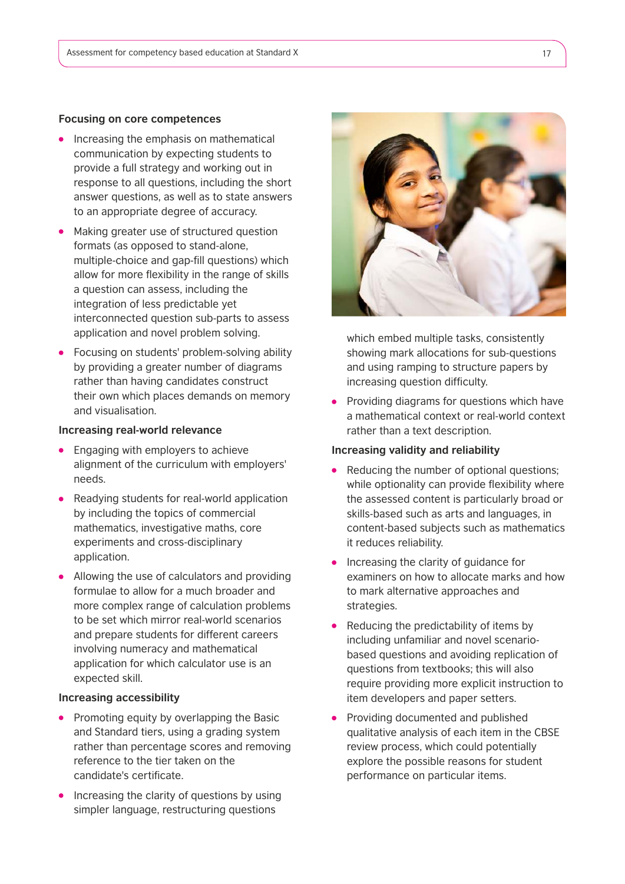### Focusing on core competences

- Increasing the emphasis on mathematical communication by expecting students to provide a full strategy and working out in response to all questions, including the short answer questions, as well as to state answers to an appropriate degree of accuracy.
- Making greater use of structured question formats (as opposed to stand-alone, multiple-choice and gap-fill questions) which allow for more flexibility in the range of skills a question can assess, including the integration of less predictable yet interconnected question sub-parts to assess application and novel problem solving.
- Focusing on students' problem-solving ability by providing a greater number of diagrams rather than having candidates construct their own which places demands on memory and visualisation.

### Increasing real-world relevance

- Engaging with employers to achieve alignment of the curriculum with employers' needs.
- Readying students for real-world application by including the topics of commercial mathematics, investigative maths, core experiments and cross-disciplinary application.
- Allowing the use of calculators and providing formulae to allow for a much broader and more complex range of calculation problems to be set which mirror real-world scenarios and prepare students for different careers involving numeracy and mathematical application for which calculator use is an expected skill.

### Increasing accessibility

- Promoting equity by overlapping the Basic and Standard tiers, using a grading system rather than percentage scores and removing reference to the tier taken on the candidate's certificate.
- Increasing the clarity of questions by using simpler language, restructuring questions which embed multiple tasks, consistently showing mark allocations for sub-questions and using ramping to structure papers by increasing question difficulty.
- Providing diagrams for questions which have a mathematical context or real-world context rather than a text description.

### Increasing validity and reliability

- Reducing the number of optional questions; while optionality can provide flexibility where the assessed content is particularly broad or skills-based such as arts and languages, in content-based subjects such as mathematics it reduces reliability.
- Increasing the clarity of guidance for examiners on how to allocate marks and how to mark alternative approaches and strategies.
- Reducing the predictability of items by including unfamiliar and novel scenario-based questions and avoiding replication of questions from textbooks; this will also require providing more explicit instruction to item developers and paper setters.
- Providing documented and published qualitative analysis of each item in the CBSE review process, which could potentially explore the possible reasons for student performance on particular items.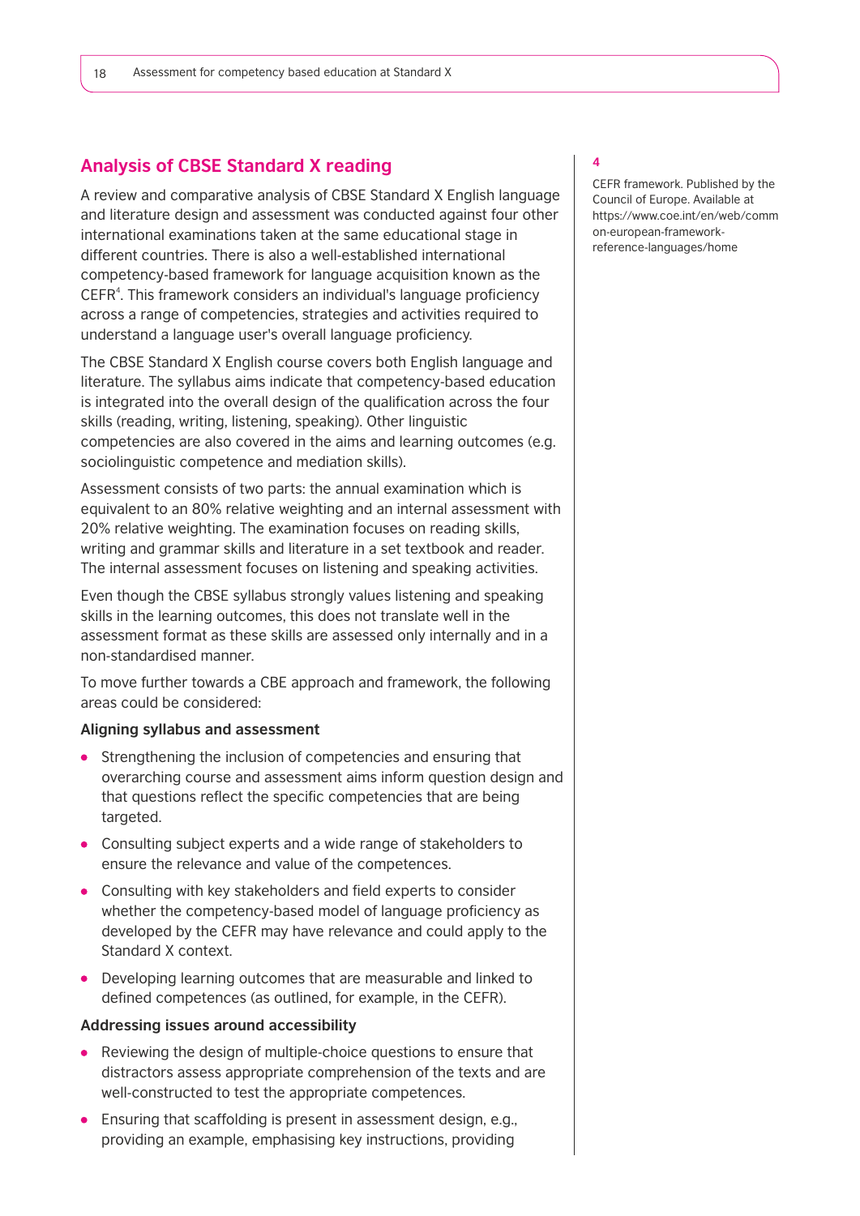## Analysis of CBSE Standard X reading

A review and comparative analysis of CBSE Standard X English language and literature design and assessment was conducted against four other international examinations taken at the same educational stage in different countries. There is also a well-established international competency-based framework for language acquisition known as the CEFR[4]. This framework considers an individual's language proficiency across a range of competencies, strategies and activities required to understand a language user's overall language proficiency.

The CBSE Standard X English course covers both English language and literature. The syllabus aims indicate that competency-based education is integrated into the overall design of the qualification across the four skills (reading, writing, listening, speaking). Other linguistic competencies are also covered in the aims and learning outcomes (e.g. sociolinguistic competence and mediation skills).

Assessment consists of two parts: the annual examination which is equivalent to an 80% relative weighting and an internal assessment with 20% relative weighting. The examination focuses on reading skills, writing and grammar skills and literature in a set textbook and reader. The internal assessment focuses on listening and speaking activities.

Even though the CBSE syllabus strongly values listening and speaking skills in the learning outcomes, this does not translate well in the assessment format as these skills are assessed only internally and in a non-standardised manner.

To move further towards a CBE approach and framework, the following areas could be considered:

**Aligning syllabus and assessment**

- Strengthening the inclusion of competencies and ensuring that overarching course and assessment aims inform question design and that questions reflect the specific competencies that are being targeted.
- Consulting subject experts and a wide range of stakeholders to ensure the relevance and value of the competences.
- Consulting with key stakeholders and field experts to consider whether the competency-based model of language proficiency as developed by the CEFR may have relevance and could apply to the Standard X context.
- Developing learning outcomes that are measurable and linked to defined competences (as outlined, for example, in the CEFR).

**Addressing issues around accessibility**

- Reviewing the design of multiple-choice questions to ensure that distractors assess appropriate comprehension of the texts and are well-constructed to test the appropriate competences.
- Ensuring that scaffolding is present in assessment design, e.g., providing an example, emphasising key instructions, providing

---

4

CEFR framework. Published by the Council of Europe. Available at https://www.coe.int/en/web/common-european-framework-reference-languages/home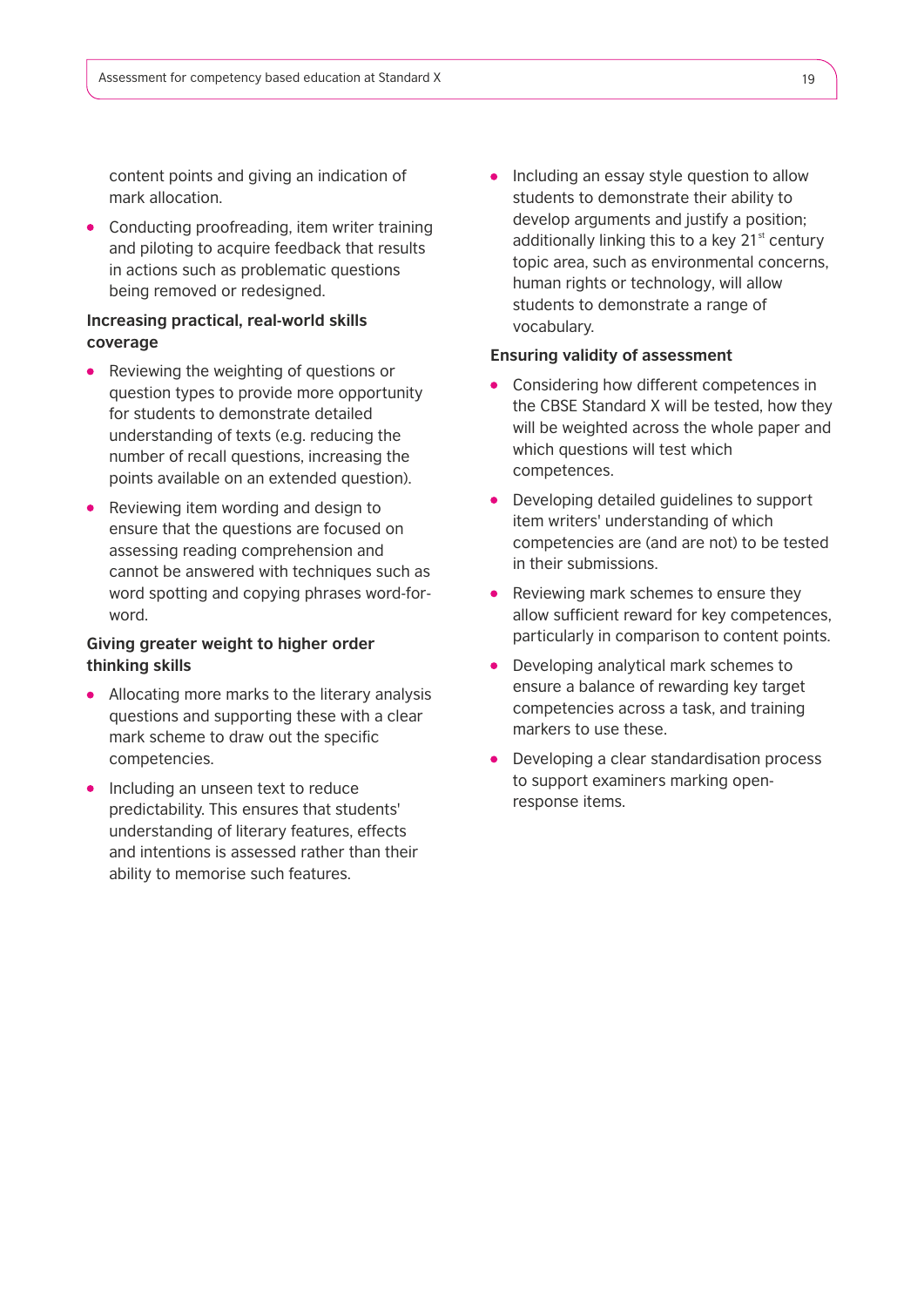content points and giving an indication of mark allocation.

- Conducting proofreading, item writer training and piloting to acquire feedback that results in actions such as problematic questions being removed or redesigned.

**Increasing practical, real-world skills coverage**

- Reviewing the weighting of questions or question types to provide more opportunity for students to demonstrate detailed understanding of texts (e.g. reducing the number of recall questions, increasing the points available on an extended question).
- Reviewing item wording and design to ensure that the questions are focused on assessing reading comprehension and cannot be answered with techniques such as word spotting and copying phrases word-for-word.

**Giving greater weight to higher order thinking skills**

- Allocating more marks to the literary analysis questions and supporting these with a clear mark scheme to draw out the specific competencies.
- Including an unseen text to reduce predictability. This ensures that students' understanding of literary features, effects and intentions is assessed rather than their ability to memorise such features.
- Including an essay style question to allow students to demonstrate their ability to develop arguments and justify a position; additionally linking this to a key 21st century topic area, such as environmental concerns, human rights or technology, will allow students to demonstrate a range of vocabulary.

**Ensuring validity of assessment**

- Considering how different competences in the CBSE Standard X will be tested, how they will be weighted across the whole paper and which questions will test which competences.
- Developing detailed guidelines to support item writers' understanding of which competencies are (and are not) to be tested in their submissions.
- Reviewing mark schemes to ensure they allow sufficient reward for key competences, particularly in comparison to content points.
- Developing analytical mark schemes to ensure a balance of rewarding key target competencies across a task, and training markers to use these.
- Developing a clear standardisation process to support examiners marking open-response items.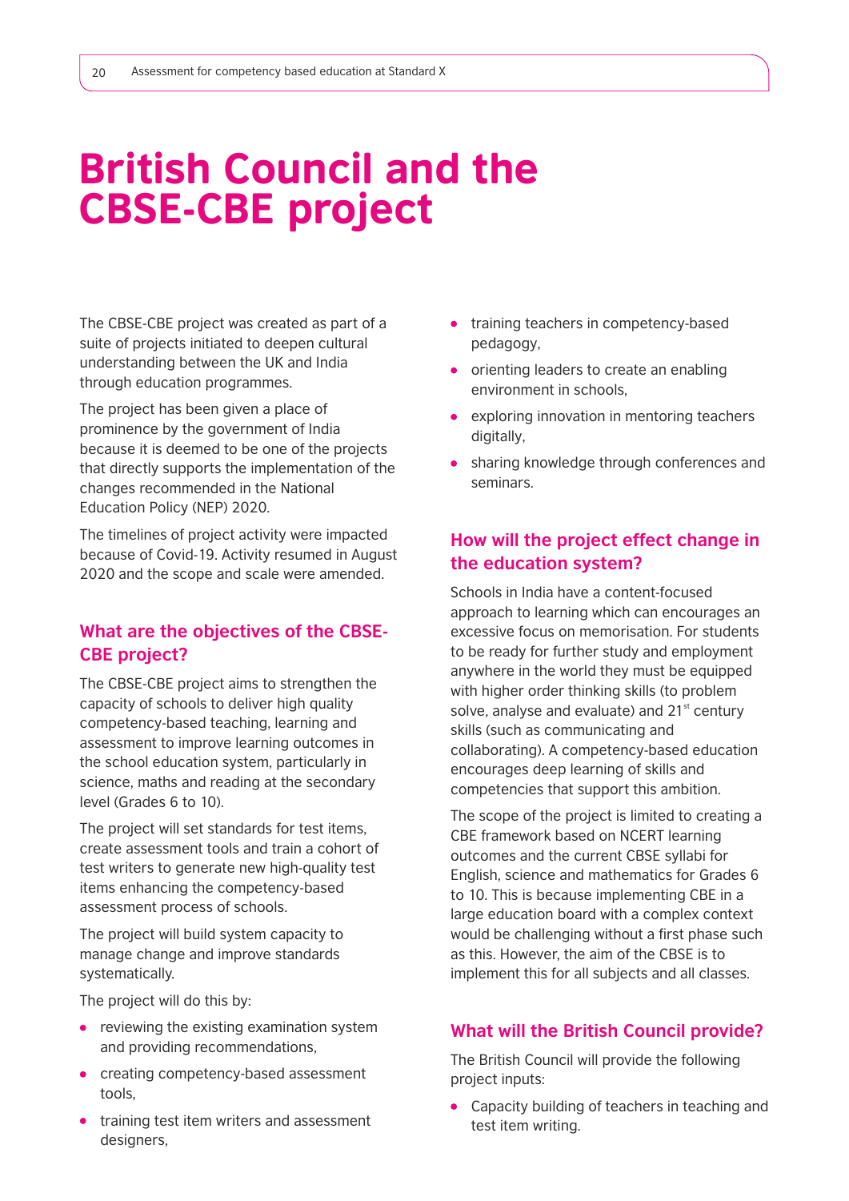# British Council and the CBSE-CBE project

The CBSE-CBE project was created as part of a suite of projects initiated to deepen cultural understanding between the UK and India through education programmes.

The project has been given a place of prominence by the government of India because it is deemed to be one of the projects that directly supports the implementation of the changes recommended in the National Education Policy (NEP) 2020.

The timelines of project activity were impacted because of Covid-19. Activity resumed in August 2020 and the scope and scale were amended.

## What are the objectives of the CBSE-CBE project?

The CBSE-CBE project aims to strengthen the capacity of schools to deliver high quality competency-based teaching, learning and assessment to improve learning outcomes in the school education system, particularly in science, maths and reading at the secondary level (Grades 6 to 10).

The project will set standards for test items, create assessment tools and train a cohort of test writers to generate new high-quality test items enhancing the competency-based assessment process of schools.

The project will build system capacity to manage change and improve standards systematically.

The project will do this by:

- reviewing the existing examination system and providing recommendations,
- creating competency-based assessment tools,
- training test item writers and assessment designers,
- training teachers in competency-based pedagogy,
- orienting leaders to create an enabling environment in schools,
- exploring innovation in mentoring teachers digitally,
- sharing knowledge through conferences and seminars.

## How will the project effect change in the education system?

Schools in India have a content-focused approach to learning which can encourages an excessive focus on memorisation. For students to be ready for further study and employment anywhere in the world they must be equipped with higher order thinking skills (to problem solve, analyse and evaluate) and 21st century skills (such as communicating and collaborating). A competency-based education encourages deep learning of skills and competencies that support this ambition.

The scope of the project is limited to creating a CBE framework based on NCERT learning outcomes and the current CBSE syllabi for English, science and mathematics for Grades 6 to 10. This is because implementing CBE in a large education board with a complex context would be challenging without a first phase such as this. However, the aim of the CBSE is to implement this for all subjects and all classes.

## What will the British Council provide?

The British Council will provide the following project inputs:

- Capacity building of teachers in teaching and test item writing.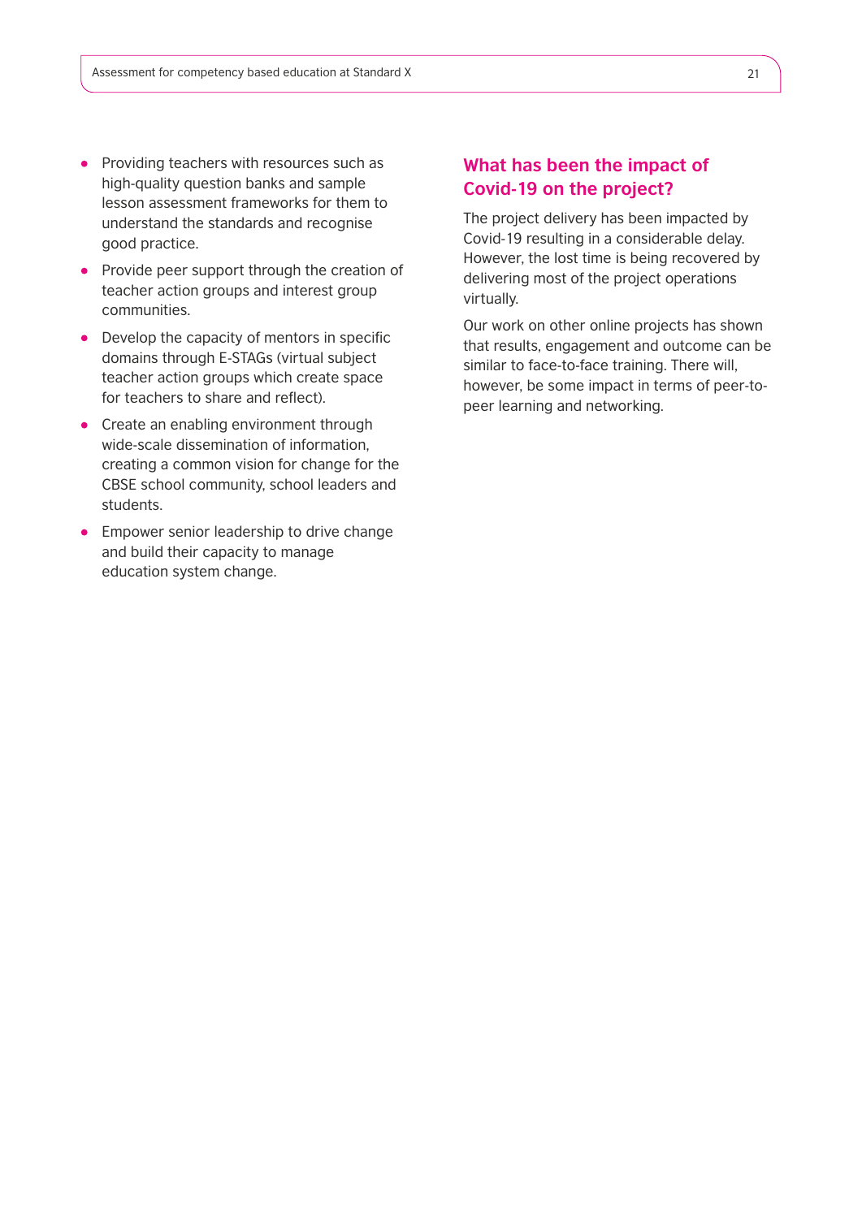- Providing teachers with resources such as high-quality question banks and sample lesson assessment frameworks for them to understand the standards and recognise good practice.
- Provide peer support through the creation of teacher action groups and interest group communities.
- Develop the capacity of mentors in specific domains through E-STAGs (virtual subject teacher action groups which create space for teachers to share and reflect).
- Create an enabling environment through wide-scale dissemination of information, creating a common vision for change for the CBSE school community, school leaders and students.
- Empower senior leadership to drive change and build their capacity to manage education system change.

## What has been the impact of Covid-19 on the project?

The project delivery has been impacted by Covid-19 resulting in a considerable delay. However, the lost time is being recovered by delivering most of the project operations virtually.

Our work on other online projects has shown that results, engagement and outcome can be similar to face-to-face training. There will, however, be some impact in terms of peer-to-peer learning and networking.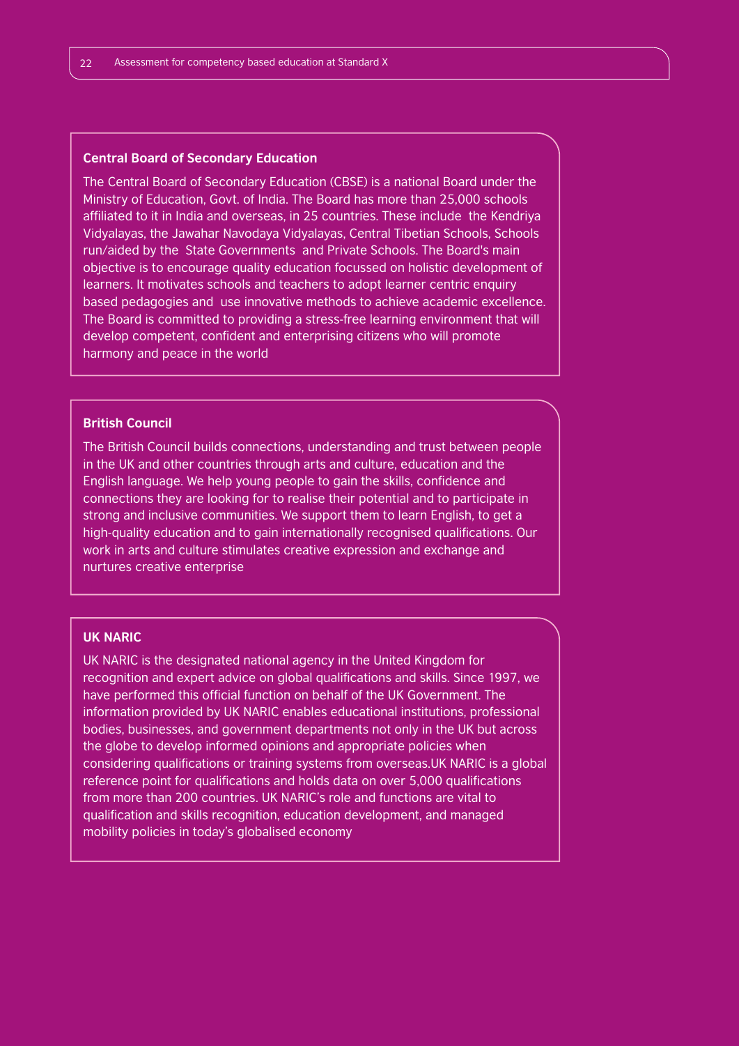### Central Board of Secondary Education

The Central Board of Secondary Education (CBSE) is a national Board under the Ministry of Education, Govt. of India. The Board has more than 25,000 schools affiliated to it in India and overseas, in 25 countries. These include the Kendriya Vidyalayas, the Jawahar Navodaya Vidyalayas, Central Tibetian Schools, Schools run/aided by the State Governments and Private Schools. The Board's main objective is to encourage quality education focussed on holistic development of learners. It motivates schools and teachers to adopt learner centric enquiry based pedagogies and use innovative methods to achieve academic excellence. The Board is committed to providing a stress-free learning environment that will develop competent, confident and enterprising citizens who will promote harmony and peace in the world

### British Council

The British Council builds connections, understanding and trust between people in the UK and other countries through arts and culture, education and the English language. We help young people to gain the skills, confidence and connections they are looking for to realise their potential and to participate in strong and inclusive communities. We support them to learn English, to get a high-quality education and to gain internationally recognised qualifications. Our work in arts and culture stimulates creative expression and exchange and nurtures creative enterprise

### UK NARIC

UK NARIC is the designated national agency in the United Kingdom for recognition and expert advice on global qualifications and skills. Since 1997, we have performed this official function on behalf of the UK Government. The information provided by UK NARIC enables educational institutions, professional bodies, businesses, and government departments not only in the UK but across the globe to develop informed opinions and appropriate policies when considering qualifications or training systems from overseas.UK NARIC is a global reference point for qualifications and holds data on over 5,000 qualifications from more than 200 countries. UK NARIC's role and functions are vital to qualification and skills recognition, education development, and managed mobility policies in today's globalised economy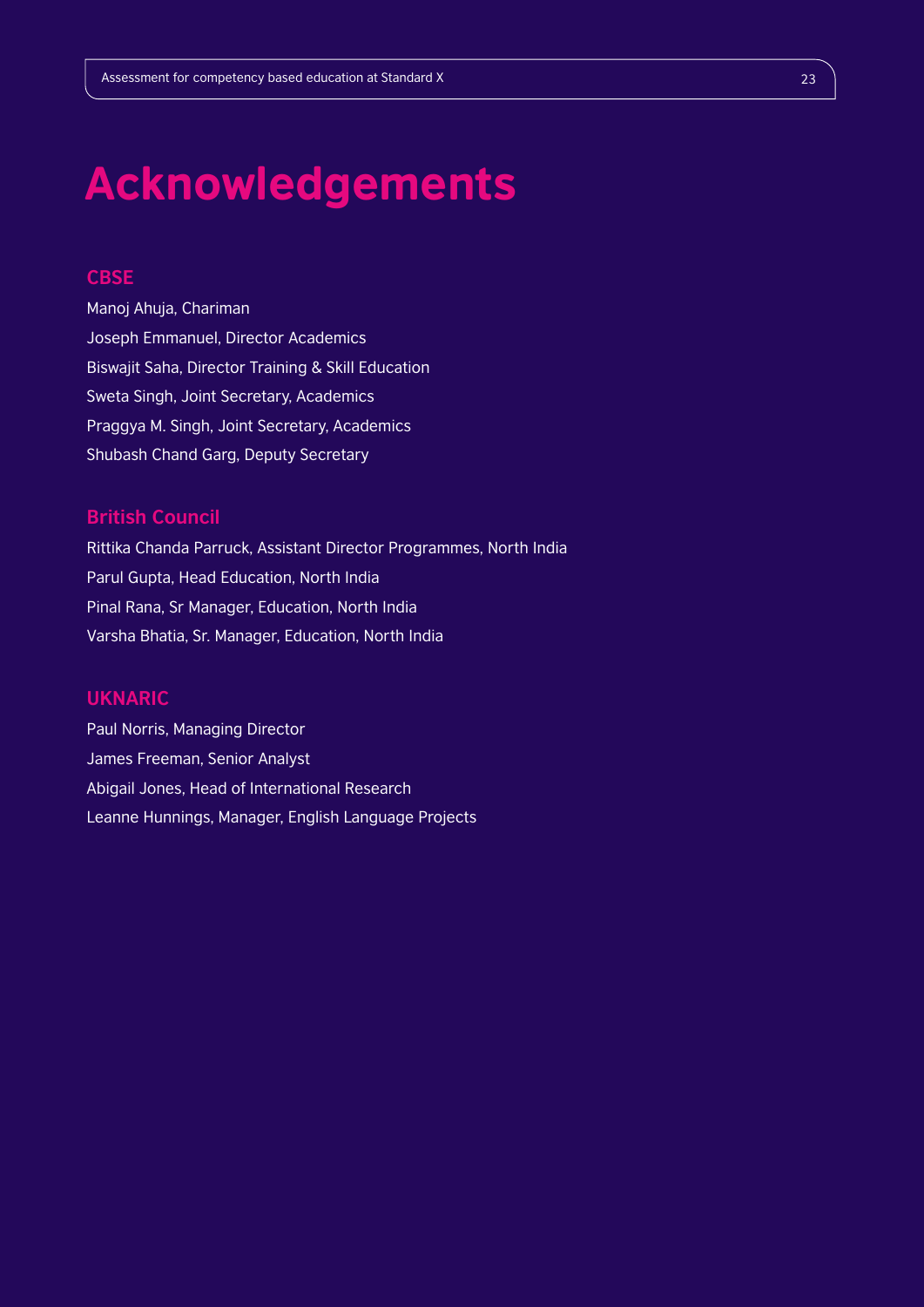# Acknowledgements

## CBSE

Manoj Ahuja, Chariman

Joseph Emmanuel, Director Academics

Biswajit Saha, Director Training & Skill Education

Sweta Singh, Joint Secretary, Academics

Praggya M. Singh, Joint Secretary, Academics

Shubash Chand Garg, Deputy Secretary

## British Council

Rittika Chanda Parruck, Assistant Director Programmes, North India

Parul Gupta, Head Education, North India

Pinal Rana, Sr Manager, Education, North India

Varsha Bhatia, Sr. Manager, Education, North India

## UKNARIC

Paul Norris, Managing Director

James Freeman, Senior Analyst

Abigail Jones, Head of International Research

Leanne Hunnings, Manager, English Language Projects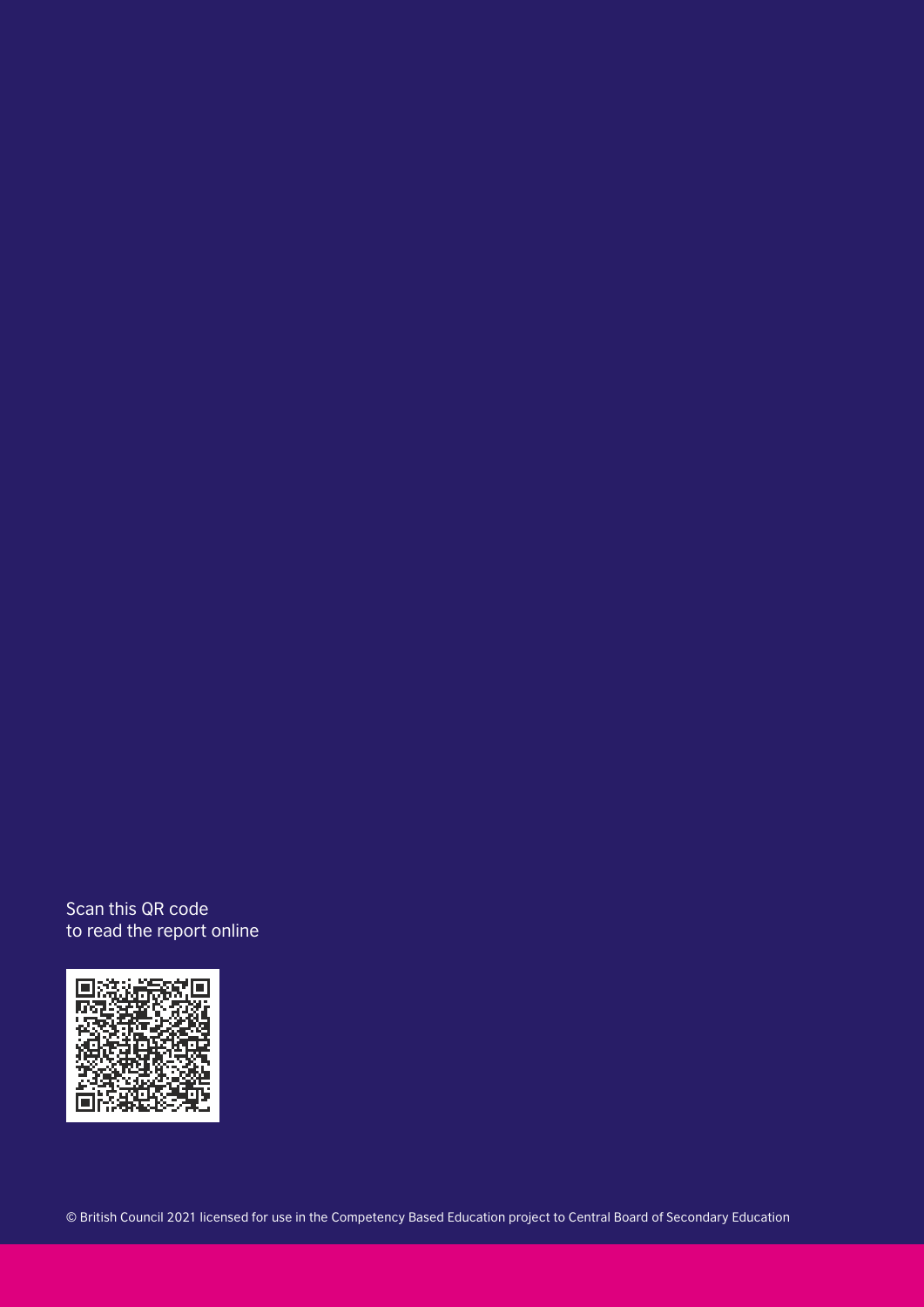Scan this QR code
to read the report online

© British Council 2021 licensed for use in the Competency Based Education project to Central Board of Secondary Education